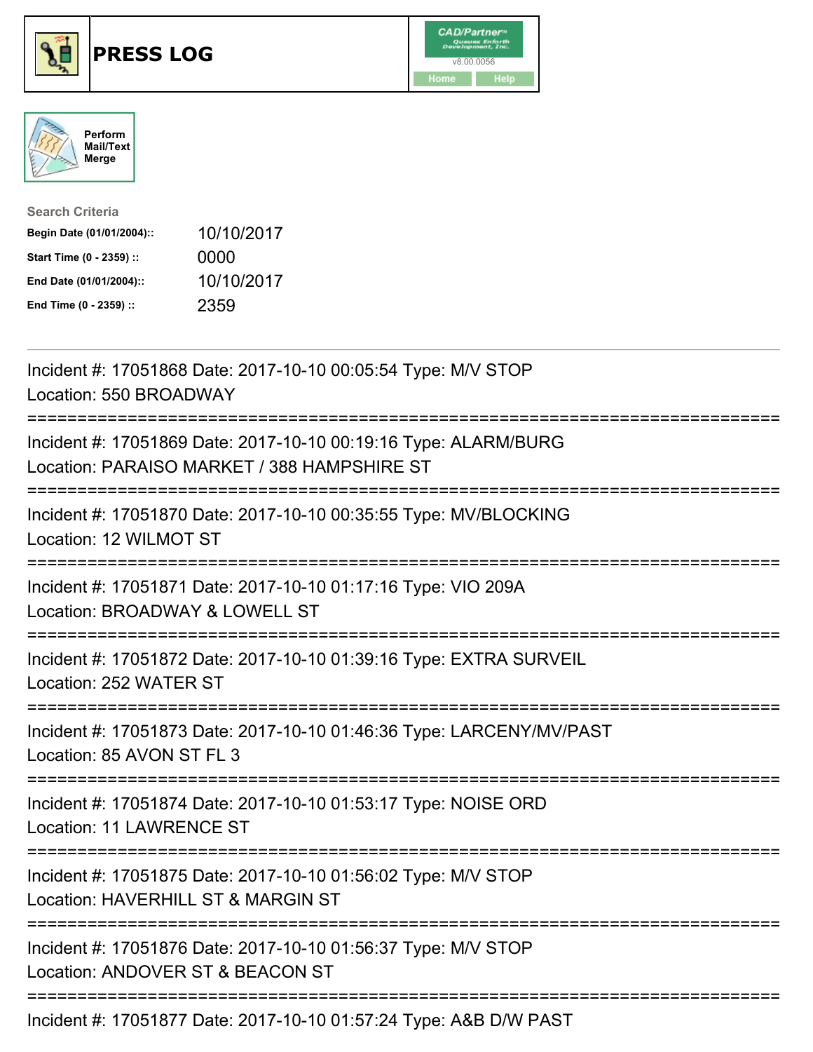# PRESS LOG

CAD/Partner v8.00.0056

Home Help

Perform Mail/Text Merge

**Search Criteria**

| | |
|---|---|
| **Begin Date (01/01/2004)::** | 10/10/2017 |
| **Start Time (0 - 2359) ::** | 0000 |
| **End Date (01/01/2004)::** | 10/10/2017 |
| **End Time (0 - 2359) ::** | 2359 |

---

Incident #: 17051868 Date: 2017-10-10 00:05:54 Type: M/V STOP
Location: 550 BROADWAY

===========================================================================

Incident #: 17051869 Date: 2017-10-10 00:19:16 Type: ALARM/BURG
Location: PARAISO MARKET / 388 HAMPSHIRE ST

===========================================================================

Incident #: 17051870 Date: 2017-10-10 00:35:55 Type: MV/BLOCKING
Location: 12 WILMOT ST

===========================================================================

Incident #: 17051871 Date: 2017-10-10 01:17:16 Type: VIO 209A
Location: BROADWAY & LOWELL ST

===========================================================================

Incident #: 17051872 Date: 2017-10-10 01:39:16 Type: EXTRA SURVEIL
Location: 252 WATER ST

===========================================================================

Incident #: 17051873 Date: 2017-10-10 01:46:36 Type: LARCENY/MV/PAST
Location: 85 AVON ST FL 3

===========================================================================

Incident #: 17051874 Date: 2017-10-10 01:53:17 Type: NOISE ORD
Location: 11 LAWRENCE ST

===========================================================================

Incident #: 17051875 Date: 2017-10-10 01:56:02 Type: M/V STOP
Location: HAVERHILL ST & MARGIN ST

===========================================================================

Incident #: 17051876 Date: 2017-10-10 01:56:37 Type: M/V STOP
Location: ANDOVER ST & BEACON ST

===========================================================================

Incident #: 17051877 Date: 2017-10-10 01:57:24 Type: A&B D/W PAST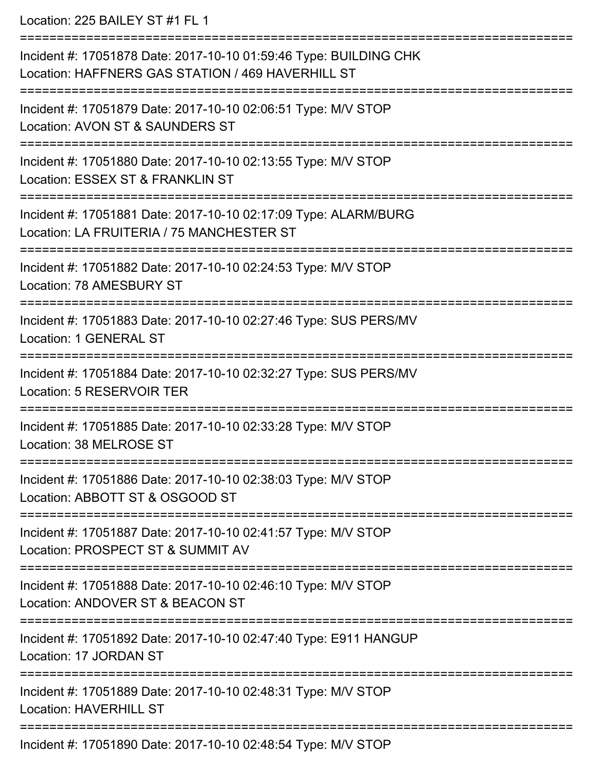Location: 225 BAILEY ST #1 FL 1

===========================================================================

Incident #: 17051878 Date: 2017-10-10 01:59:46 Type: BUILDING CHK
Location: HAFFNERS GAS STATION / 469 HAVERHILL ST

===========================================================================

Incident #: 17051879 Date: 2017-10-10 02:06:51 Type: M/V STOP
Location: AVON ST & SAUNDERS ST

===========================================================================

Incident #: 17051880 Date: 2017-10-10 02:13:55 Type: M/V STOP
Location: ESSEX ST & FRANKLIN ST

===========================================================================

Incident #: 17051881 Date: 2017-10-10 02:17:09 Type: ALARM/BURG
Location: LA FRUITERIA / 75 MANCHESTER ST

===========================================================================

Incident #: 17051882 Date: 2017-10-10 02:24:53 Type: M/V STOP
Location: 78 AMESBURY ST

===========================================================================

Incident #: 17051883 Date: 2017-10-10 02:27:46 Type: SUS PERS/MV
Location: 1 GENERAL ST

===========================================================================

Incident #: 17051884 Date: 2017-10-10 02:32:27 Type: SUS PERS/MV
Location: 5 RESERVOIR TER

===========================================================================

Incident #: 17051885 Date: 2017-10-10 02:33:28 Type: M/V STOP
Location: 38 MELROSE ST

===========================================================================

Incident #: 17051886 Date: 2017-10-10 02:38:03 Type: M/V STOP
Location: ABBOTT ST & OSGOOD ST

===========================================================================

Incident #: 17051887 Date: 2017-10-10 02:41:57 Type: M/V STOP
Location: PROSPECT ST & SUMMIT AV

===========================================================================

Incident #: 17051888 Date: 2017-10-10 02:46:10 Type: M/V STOP
Location: ANDOVER ST & BEACON ST

===========================================================================

Incident #: 17051892 Date: 2017-10-10 02:47:40 Type: E911 HANGUP
Location: 17 JORDAN ST

===========================================================================

Incident #: 17051889 Date: 2017-10-10 02:48:31 Type: M/V STOP
Location: HAVERHILL ST

===========================================================================

Incident #: 17051890 Date: 2017-10-10 02:48:54 Type: M/V STOP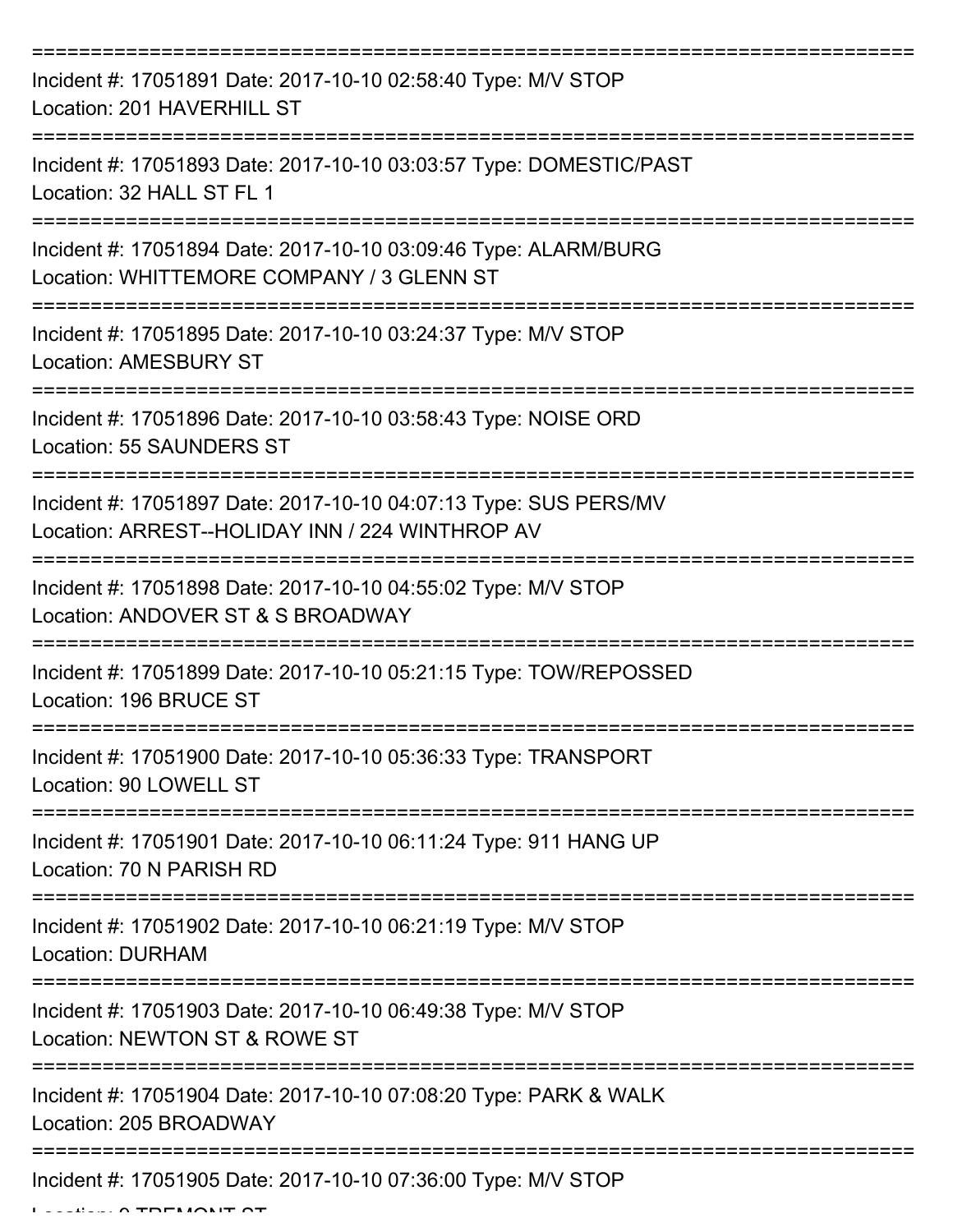===========================================================================

Incident #: 17051891 Date: 2017-10-10 02:58:40 Type: M/V STOP
Location: 201 HAVERHILL ST

===========================================================================

Incident #: 17051893 Date: 2017-10-10 03:03:57 Type: DOMESTIC/PAST
Location: 32 HALL ST FL 1

===========================================================================

Incident #: 17051894 Date: 2017-10-10 03:09:46 Type: ALARM/BURG
Location: WHITTEMORE COMPANY / 3 GLENN ST

===========================================================================

Incident #: 17051895 Date: 2017-10-10 03:24:37 Type: M/V STOP
Location: AMESBURY ST

===========================================================================

Incident #: 17051896 Date: 2017-10-10 03:58:43 Type: NOISE ORD
Location: 55 SAUNDERS ST

===========================================================================

Incident #: 17051897 Date: 2017-10-10 04:07:13 Type: SUS PERS/MV
Location: ARREST--HOLIDAY INN / 224 WINTHROP AV

===========================================================================

Incident #: 17051898 Date: 2017-10-10 04:55:02 Type: M/V STOP
Location: ANDOVER ST & S BROADWAY

===========================================================================

Incident #: 17051899 Date: 2017-10-10 05:21:15 Type: TOW/REPOSSED
Location: 196 BRUCE ST

===========================================================================

Incident #: 17051900 Date: 2017-10-10 05:36:33 Type: TRANSPORT
Location: 90 LOWELL ST

===========================================================================

Incident #: 17051901 Date: 2017-10-10 06:11:24 Type: 911 HANG UP
Location: 70 N PARISH RD

===========================================================================

Incident #: 17051902 Date: 2017-10-10 06:21:19 Type: M/V STOP
Location: DURHAM

===========================================================================

Incident #: 17051903 Date: 2017-10-10 06:49:38 Type: M/V STOP
Location: NEWTON ST & ROWE ST

===========================================================================

Incident #: 17051904 Date: 2017-10-10 07:08:20 Type: PARK & WALK
Location: 205 BROADWAY

===========================================================================

Incident #: 17051905 Date: 2017-10-10 07:36:00 Type: M/V STOP
Location: 0 TREMONT ST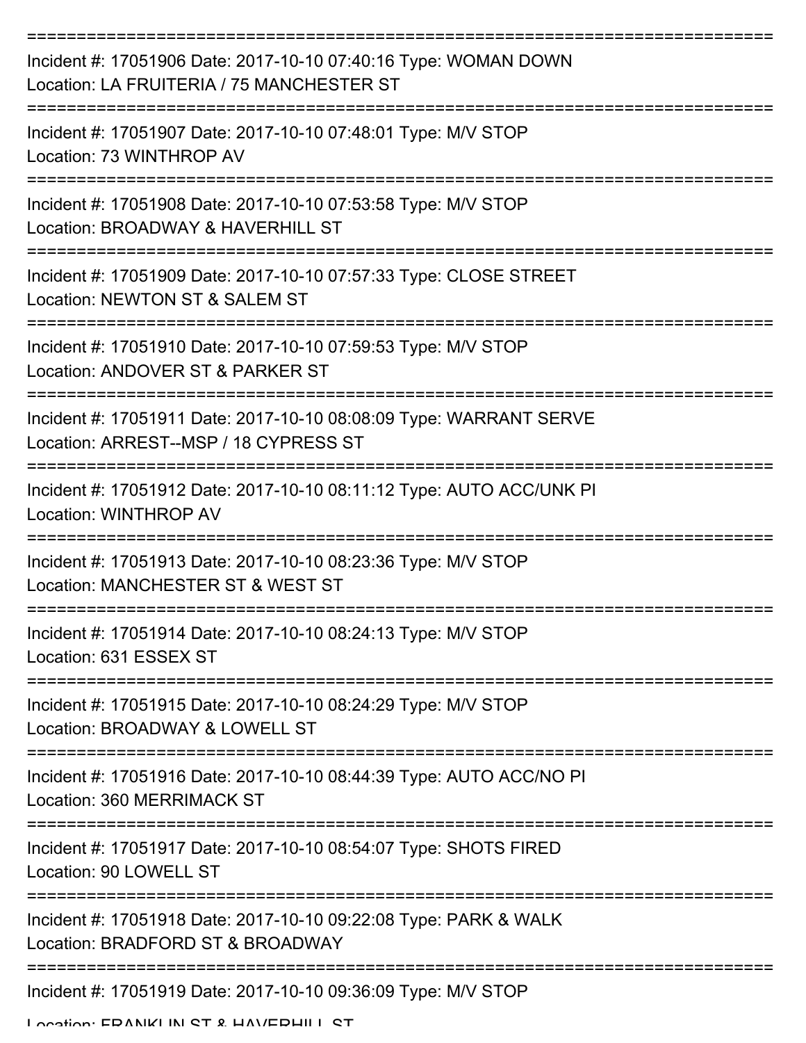===========================================================================

Incident #: 17051906 Date: 2017-10-10 07:40:16 Type: WOMAN DOWN
Location: LA FRUITERIA / 75 MANCHESTER ST

===========================================================================

Incident #: 17051907 Date: 2017-10-10 07:48:01 Type: M/V STOP
Location: 73 WINTHROP AV

===========================================================================

Incident #: 17051908 Date: 2017-10-10 07:53:58 Type: M/V STOP
Location: BROADWAY & HAVERHILL ST

===========================================================================

Incident #: 17051909 Date: 2017-10-10 07:57:33 Type: CLOSE STREET
Location: NEWTON ST & SALEM ST

===========================================================================

Incident #: 17051910 Date: 2017-10-10 07:59:53 Type: M/V STOP
Location: ANDOVER ST & PARKER ST

===========================================================================

Incident #: 17051911 Date: 2017-10-10 08:08:09 Type: WARRANT SERVE
Location: ARREST--MSP / 18 CYPRESS ST

===========================================================================

Incident #: 17051912 Date: 2017-10-10 08:11:12 Type: AUTO ACC/UNK PI
Location: WINTHROP AV

===========================================================================

Incident #: 17051913 Date: 2017-10-10 08:23:36 Type: M/V STOP
Location: MANCHESTER ST & WEST ST

===========================================================================

Incident #: 17051914 Date: 2017-10-10 08:24:13 Type: M/V STOP
Location: 631 ESSEX ST

===========================================================================

Incident #: 17051915 Date: 2017-10-10 08:24:29 Type: M/V STOP
Location: BROADWAY & LOWELL ST

===========================================================================

Incident #: 17051916 Date: 2017-10-10 08:44:39 Type: AUTO ACC/NO PI
Location: 360 MERRIMACK ST

===========================================================================

Incident #: 17051917 Date: 2017-10-10 08:54:07 Type: SHOTS FIRED
Location: 90 LOWELL ST

===========================================================================

Incident #: 17051918 Date: 2017-10-10 09:22:08 Type: PARK & WALK
Location: BRADFORD ST & BROADWAY

===========================================================================

Incident #: 17051919 Date: 2017-10-10 09:36:09 Type: M/V STOP
Location: FRANKLIN ST & HAVERHILL ST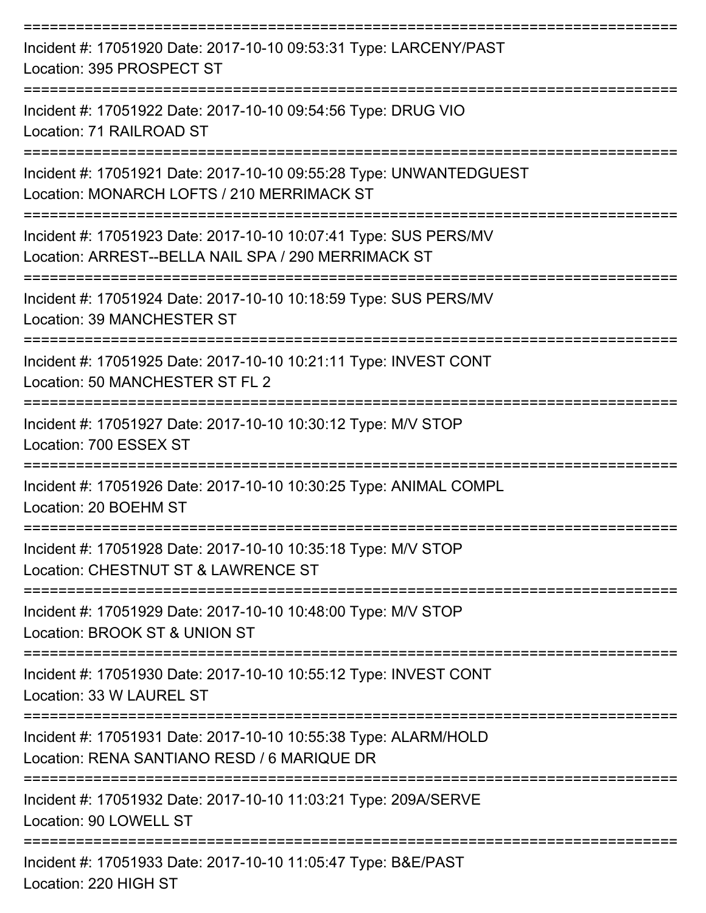===========================================================================

Incident #: 17051920 Date: 2017-10-10 09:53:31 Type: LARCENY/PAST
Location: 395 PROSPECT ST

===========================================================================

Incident #: 17051922 Date: 2017-10-10 09:54:56 Type: DRUG VIO
Location: 71 RAILROAD ST

===========================================================================

Incident #: 17051921 Date: 2017-10-10 09:55:28 Type: UNWANTEDGUEST
Location: MONARCH LOFTS / 210 MERRIMACK ST

===========================================================================

Incident #: 17051923 Date: 2017-10-10 10:07:41 Type: SUS PERS/MV
Location: ARREST--BELLA NAIL SPA / 290 MERRIMACK ST

===========================================================================

Incident #: 17051924 Date: 2017-10-10 10:18:59 Type: SUS PERS/MV
Location: 39 MANCHESTER ST

===========================================================================

Incident #: 17051925 Date: 2017-10-10 10:21:11 Type: INVEST CONT
Location: 50 MANCHESTER ST FL 2

===========================================================================

Incident #: 17051927 Date: 2017-10-10 10:30:12 Type: M/V STOP
Location: 700 ESSEX ST

===========================================================================

Incident #: 17051926 Date: 2017-10-10 10:30:25 Type: ANIMAL COMPL
Location: 20 BOEHM ST

===========================================================================

Incident #: 17051928 Date: 2017-10-10 10:35:18 Type: M/V STOP
Location: CHESTNUT ST & LAWRENCE ST

===========================================================================

Incident #: 17051929 Date: 2017-10-10 10:48:00 Type: M/V STOP
Location: BROOK ST & UNION ST

===========================================================================

Incident #: 17051930 Date: 2017-10-10 10:55:12 Type: INVEST CONT
Location: 33 W LAUREL ST

===========================================================================

Incident #: 17051931 Date: 2017-10-10 10:55:38 Type: ALARM/HOLD
Location: RENA SANTIANO RESD / 6 MARIQUE DR

===========================================================================

Incident #: 17051932 Date: 2017-10-10 11:03:21 Type: 209A/SERVE
Location: 90 LOWELL ST

===========================================================================

Incident #: 17051933 Date: 2017-10-10 11:05:47 Type: B&E/PAST
Location: 220 HIGH ST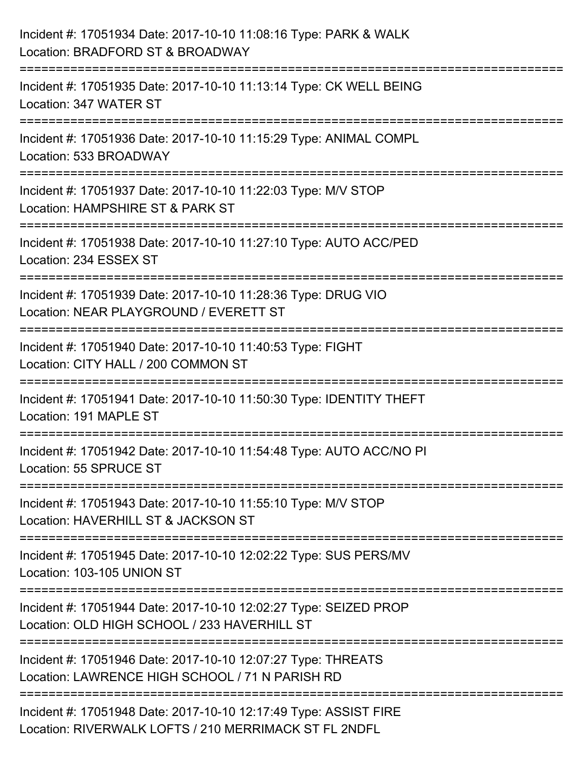Incident #: 17051934 Date: 2017-10-10 11:08:16 Type: PARK & WALK
Location: BRADFORD ST & BROADWAY

===========================================================================

Incident #: 17051935 Date: 2017-10-10 11:13:14 Type: CK WELL BEING
Location: 347 WATER ST

===========================================================================

Incident #: 17051936 Date: 2017-10-10 11:15:29 Type: ANIMAL COMPL
Location: 533 BROADWAY

===========================================================================

Incident #: 17051937 Date: 2017-10-10 11:22:03 Type: M/V STOP
Location: HAMPSHIRE ST & PARK ST

===========================================================================

Incident #: 17051938 Date: 2017-10-10 11:27:10 Type: AUTO ACC/PED
Location: 234 ESSEX ST

===========================================================================

Incident #: 17051939 Date: 2017-10-10 11:28:36 Type: DRUG VIO
Location: NEAR PLAYGROUND / EVERETT ST

===========================================================================

Incident #: 17051940 Date: 2017-10-10 11:40:53 Type: FIGHT
Location: CITY HALL / 200 COMMON ST

===========================================================================

Incident #: 17051941 Date: 2017-10-10 11:50:30 Type: IDENTITY THEFT
Location: 191 MAPLE ST

===========================================================================

Incident #: 17051942 Date: 2017-10-10 11:54:48 Type: AUTO ACC/NO PI
Location: 55 SPRUCE ST

===========================================================================

Incident #: 17051943 Date: 2017-10-10 11:55:10 Type: M/V STOP
Location: HAVERHILL ST & JACKSON ST

===========================================================================

Incident #: 17051945 Date: 2017-10-10 12:02:22 Type: SUS PERS/MV
Location: 103-105 UNION ST

===========================================================================

Incident #: 17051944 Date: 2017-10-10 12:02:27 Type: SEIZED PROP
Location: OLD HIGH SCHOOL / 233 HAVERHILL ST

===========================================================================

Incident #: 17051946 Date: 2017-10-10 12:07:27 Type: THREATS
Location: LAWRENCE HIGH SCHOOL / 71 N PARISH RD

===========================================================================

Incident #: 17051948 Date: 2017-10-10 12:17:49 Type: ASSIST FIRE
Location: RIVERWALK LOFTS / 210 MERRIMACK ST FL 2NDFL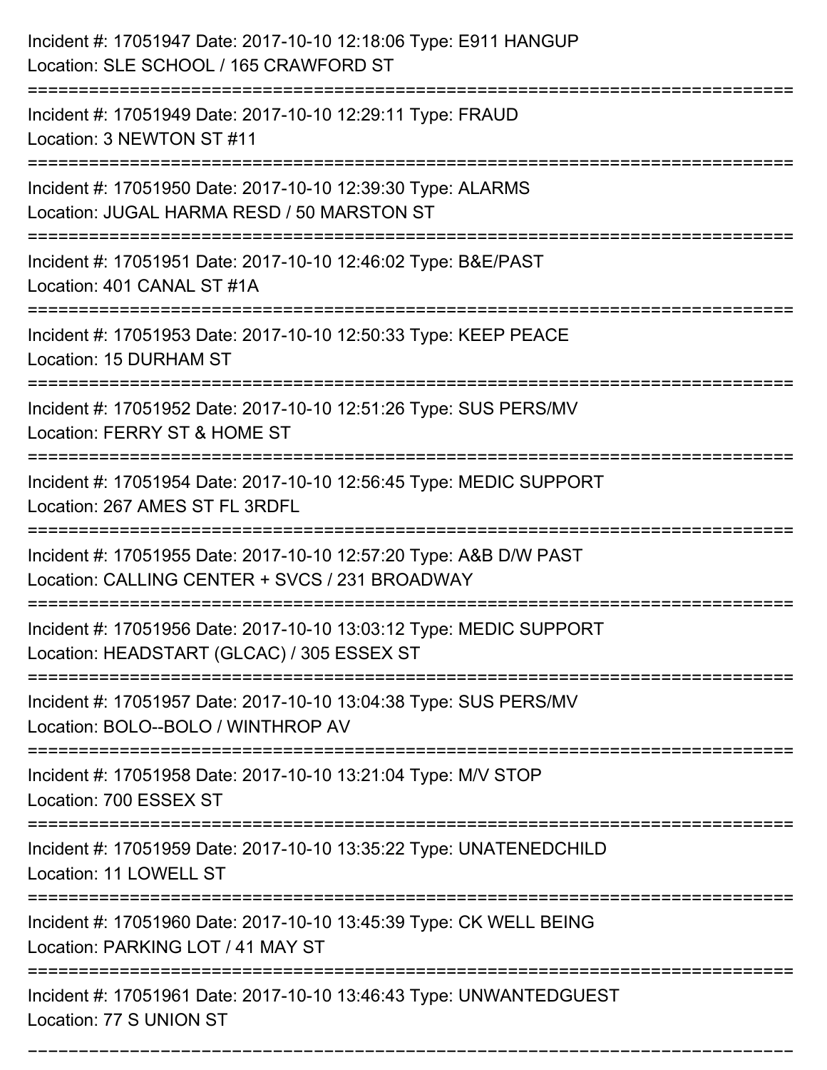Incident #: 17051947 Date: 2017-10-10 12:18:06 Type: E911 HANGUP
Location: SLE SCHOOL / 165 CRAWFORD ST

===========================================================================

Incident #: 17051949 Date: 2017-10-10 12:29:11 Type: FRAUD
Location: 3 NEWTON ST #11

===========================================================================

Incident #: 17051950 Date: 2017-10-10 12:39:30 Type: ALARMS
Location: JUGAL HARMA RESD / 50 MARSTON ST

===========================================================================

Incident #: 17051951 Date: 2017-10-10 12:46:02 Type: B&E/PAST
Location: 401 CANAL ST #1A

===========================================================================

Incident #: 17051953 Date: 2017-10-10 12:50:33 Type: KEEP PEACE
Location: 15 DURHAM ST

===========================================================================

Incident #: 17051952 Date: 2017-10-10 12:51:26 Type: SUS PERS/MV
Location: FERRY ST & HOME ST

===========================================================================

Incident #: 17051954 Date: 2017-10-10 12:56:45 Type: MEDIC SUPPORT
Location: 267 AMES ST FL 3RDFL

===========================================================================

Incident #: 17051955 Date: 2017-10-10 12:57:20 Type: A&B D/W PAST
Location: CALLING CENTER + SVCS / 231 BROADWAY

===========================================================================

Incident #: 17051956 Date: 2017-10-10 13:03:12 Type: MEDIC SUPPORT
Location: HEADSTART (GLCAC) / 305 ESSEX ST

===========================================================================

Incident #: 17051957 Date: 2017-10-10 13:04:38 Type: SUS PERS/MV
Location: BOLO--BOLO / WINTHROP AV

===========================================================================

Incident #: 17051958 Date: 2017-10-10 13:21:04 Type: M/V STOP
Location: 700 ESSEX ST

===========================================================================

Incident #: 17051959 Date: 2017-10-10 13:35:22 Type: UNATENEDCHILD
Location: 11 LOWELL ST

===========================================================================

Incident #: 17051960 Date: 2017-10-10 13:45:39 Type: CK WELL BEING
Location: PARKING LOT / 41 MAY ST

===========================================================================

Incident #: 17051961 Date: 2017-10-10 13:46:43 Type: UNWANTEDGUEST
Location: 77 S UNION ST

===========================================================================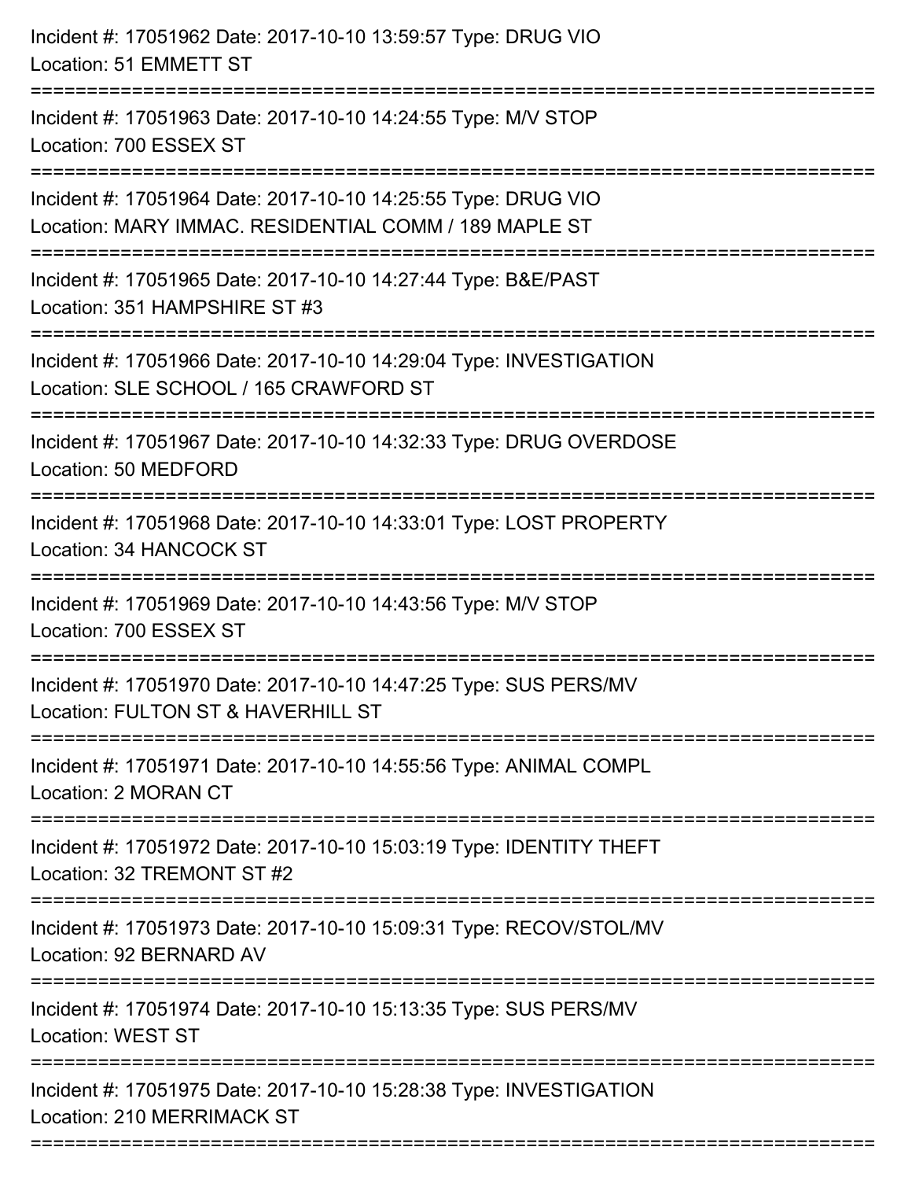Incident #: 17051962 Date: 2017-10-10 13:59:57 Type: DRUG VIO
Location: 51 EMMETT ST

===========================================================================

Incident #: 17051963 Date: 2017-10-10 14:24:55 Type: M/V STOP
Location: 700 ESSEX ST

===========================================================================

Incident #: 17051964 Date: 2017-10-10 14:25:55 Type: DRUG VIO
Location: MARY IMMAC. RESIDENTIAL COMM / 189 MAPLE ST

===========================================================================

Incident #: 17051965 Date: 2017-10-10 14:27:44 Type: B&E/PAST
Location: 351 HAMPSHIRE ST #3

===========================================================================

Incident #: 17051966 Date: 2017-10-10 14:29:04 Type: INVESTIGATION
Location: SLE SCHOOL / 165 CRAWFORD ST

===========================================================================

Incident #: 17051967 Date: 2017-10-10 14:32:33 Type: DRUG OVERDOSE
Location: 50 MEDFORD

===========================================================================

Incident #: 17051968 Date: 2017-10-10 14:33:01 Type: LOST PROPERTY
Location: 34 HANCOCK ST

===========================================================================

Incident #: 17051969 Date: 2017-10-10 14:43:56 Type: M/V STOP
Location: 700 ESSEX ST

===========================================================================

Incident #: 17051970 Date: 2017-10-10 14:47:25 Type: SUS PERS/MV
Location: FULTON ST & HAVERHILL ST

===========================================================================

Incident #: 17051971 Date: 2017-10-10 14:55:56 Type: ANIMAL COMPL
Location: 2 MORAN CT

===========================================================================

Incident #: 17051972 Date: 2017-10-10 15:03:19 Type: IDENTITY THEFT
Location: 32 TREMONT ST #2

===========================================================================

Incident #: 17051973 Date: 2017-10-10 15:09:31 Type: RECOV/STOL/MV
Location: 92 BERNARD AV

===========================================================================

Incident #: 17051974 Date: 2017-10-10 15:13:35 Type: SUS PERS/MV
Location: WEST ST

===========================================================================

Incident #: 17051975 Date: 2017-10-10 15:28:38 Type: INVESTIGATION
Location: 210 MERRIMACK ST

===========================================================================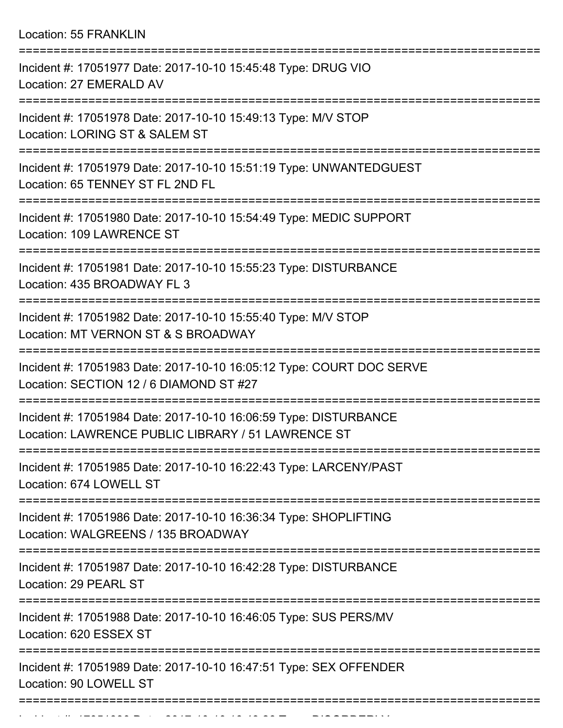Location: 55 FRANKLIN

===========================================================================

Incident #: 17051977 Date: 2017-10-10 15:45:48 Type: DRUG VIO
Location: 27 EMERALD AV

===========================================================================

Incident #: 17051978 Date: 2017-10-10 15:49:13 Type: M/V STOP
Location: LORING ST & SALEM ST

===========================================================================

Incident #: 17051979 Date: 2017-10-10 15:51:19 Type: UNWANTEDGUEST
Location: 65 TENNEY ST FL 2ND FL

===========================================================================

Incident #: 17051980 Date: 2017-10-10 15:54:49 Type: MEDIC SUPPORT
Location: 109 LAWRENCE ST

===========================================================================

Incident #: 17051981 Date: 2017-10-10 15:55:23 Type: DISTURBANCE
Location: 435 BROADWAY FL 3

===========================================================================

Incident #: 17051982 Date: 2017-10-10 15:55:40 Type: M/V STOP
Location: MT VERNON ST & S BROADWAY

===========================================================================

Incident #: 17051983 Date: 2017-10-10 16:05:12 Type: COURT DOC SERVE
Location: SECTION 12 / 6 DIAMOND ST #27

===========================================================================

Incident #: 17051984 Date: 2017-10-10 16:06:59 Type: DISTURBANCE
Location: LAWRENCE PUBLIC LIBRARY / 51 LAWRENCE ST

===========================================================================

Incident #: 17051985 Date: 2017-10-10 16:22:43 Type: LARCENY/PAST
Location: 674 LOWELL ST

===========================================================================

Incident #: 17051986 Date: 2017-10-10 16:36:34 Type: SHOPLIFTING
Location: WALGREENS / 135 BROADWAY

===========================================================================

Incident #: 17051987 Date: 2017-10-10 16:42:28 Type: DISTURBANCE
Location: 29 PEARL ST

===========================================================================

Incident #: 17051988 Date: 2017-10-10 16:46:05 Type: SUS PERS/MV
Location: 620 ESSEX ST

===========================================================================

Incident #: 17051989 Date: 2017-10-10 16:47:51 Type: SEX OFFENDER
Location: 90 LOWELL ST

===========================================================================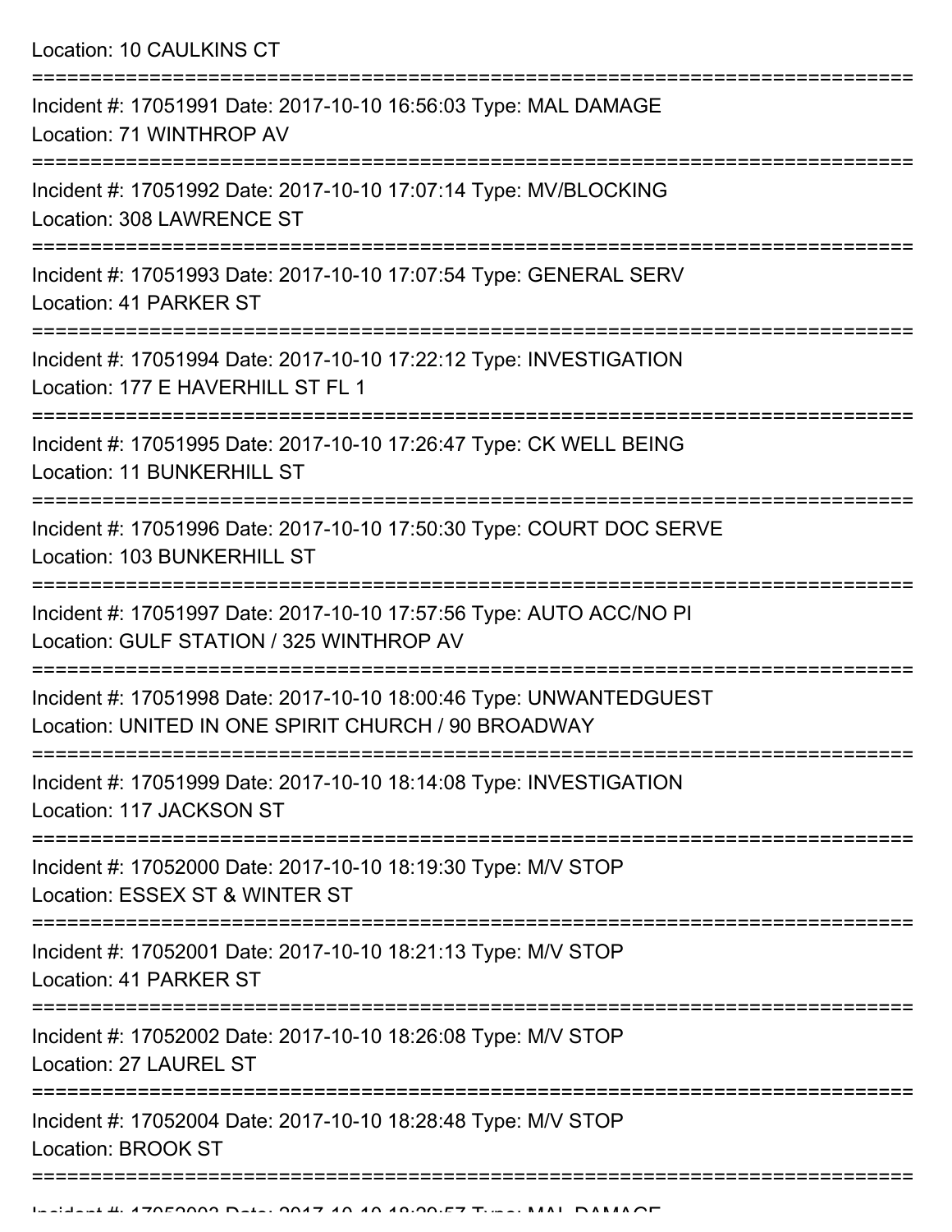Location: 10 CAULKINS CT

===========================================================================

Incident #: 17051991 Date: 2017-10-10 16:56:03 Type: MAL DAMAGE
Location: 71 WINTHROP AV

===========================================================================

Incident #: 17051992 Date: 2017-10-10 17:07:14 Type: MV/BLOCKING
Location: 308 LAWRENCE ST

===========================================================================

Incident #: 17051993 Date: 2017-10-10 17:07:54 Type: GENERAL SERV
Location: 41 PARKER ST

===========================================================================

Incident #: 17051994 Date: 2017-10-10 17:22:12 Type: INVESTIGATION
Location: 177 E HAVERHILL ST FL 1

===========================================================================

Incident #: 17051995 Date: 2017-10-10 17:26:47 Type: CK WELL BEING
Location: 11 BUNKERHILL ST

===========================================================================

Incident #: 17051996 Date: 2017-10-10 17:50:30 Type: COURT DOC SERVE
Location: 103 BUNKERHILL ST

===========================================================================

Incident #: 17051997 Date: 2017-10-10 17:57:56 Type: AUTO ACC/NO PI
Location: GULF STATION / 325 WINTHROP AV

===========================================================================

Incident #: 17051998 Date: 2017-10-10 18:00:46 Type: UNWANTEDGUEST
Location: UNITED IN ONE SPIRIT CHURCH / 90 BROADWAY

===========================================================================

Incident #: 17051999 Date: 2017-10-10 18:14:08 Type: INVESTIGATION
Location: 117 JACKSON ST

===========================================================================

Incident #: 17052000 Date: 2017-10-10 18:19:30 Type: M/V STOP
Location: ESSEX ST & WINTER ST

===========================================================================

Incident #: 17052001 Date: 2017-10-10 18:21:13 Type: M/V STOP
Location: 41 PARKER ST

===========================================================================

Incident #: 17052002 Date: 2017-10-10 18:26:08 Type: M/V STOP
Location: 27 LAUREL ST

===========================================================================

Incident #: 17052004 Date: 2017-10-10 18:28:48 Type: M/V STOP
Location: BROOK ST

===========================================================================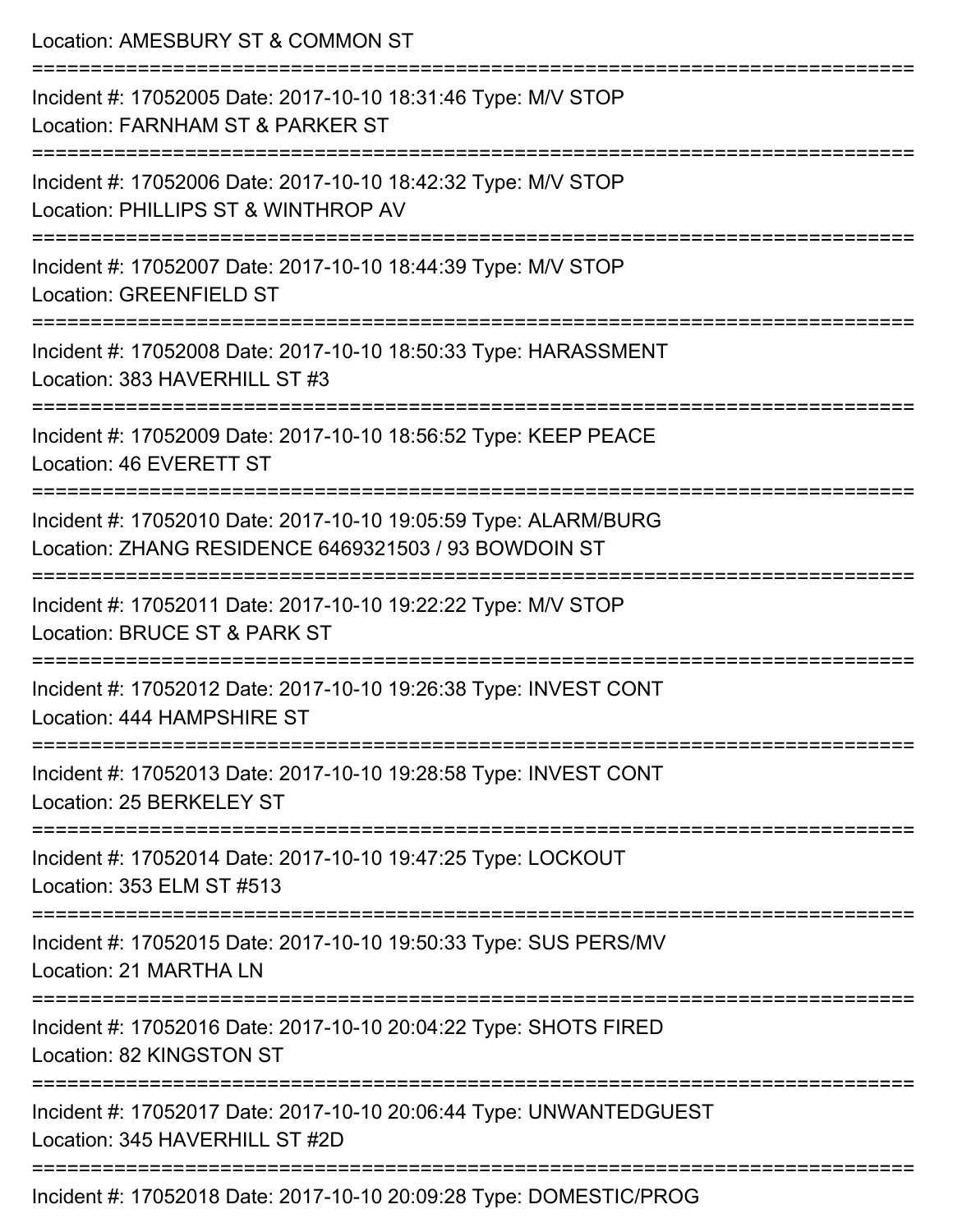Location: AMESBURY ST & COMMON ST

===========================================================================

Incident #: 17052005 Date: 2017-10-10 18:31:46 Type: M/V STOP
Location: FARNHAM ST & PARKER ST

===========================================================================

Incident #: 17052006 Date: 2017-10-10 18:42:32 Type: M/V STOP
Location: PHILLIPS ST & WINTHROP AV

===========================================================================

Incident #: 17052007 Date: 2017-10-10 18:44:39 Type: M/V STOP
Location: GREENFIELD ST

===========================================================================

Incident #: 17052008 Date: 2017-10-10 18:50:33 Type: HARASSMENT
Location: 383 HAVERHILL ST #3

===========================================================================

Incident #: 17052009 Date: 2017-10-10 18:56:52 Type: KEEP PEACE
Location: 46 EVERETT ST

===========================================================================

Incident #: 17052010 Date: 2017-10-10 19:05:59 Type: ALARM/BURG
Location: ZHANG RESIDENCE 6469321503 / 93 BOWDOIN ST

===========================================================================

Incident #: 17052011 Date: 2017-10-10 19:22:22 Type: M/V STOP
Location: BRUCE ST & PARK ST

===========================================================================

Incident #: 17052012 Date: 2017-10-10 19:26:38 Type: INVEST CONT
Location: 444 HAMPSHIRE ST

===========================================================================

Incident #: 17052013 Date: 2017-10-10 19:28:58 Type: INVEST CONT
Location: 25 BERKELEY ST

===========================================================================

Incident #: 17052014 Date: 2017-10-10 19:47:25 Type: LOCKOUT
Location: 353 ELM ST #513

===========================================================================

Incident #: 17052015 Date: 2017-10-10 19:50:33 Type: SUS PERS/MV
Location: 21 MARTHA LN

===========================================================================

Incident #: 17052016 Date: 2017-10-10 20:04:22 Type: SHOTS FIRED
Location: 82 KINGSTON ST

===========================================================================

Incident #: 17052017 Date: 2017-10-10 20:06:44 Type: UNWANTEDGUEST
Location: 345 HAVERHILL ST #2D

===========================================================================

Incident #: 17052018 Date: 2017-10-10 20:09:28 Type: DOMESTIC/PROG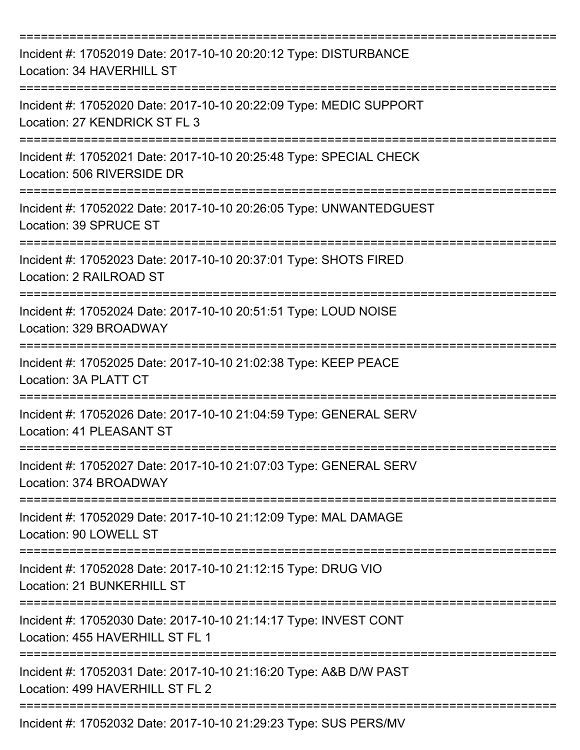===========================================================================
Incident #: 17052019 Date: 2017-10-10 20:20:12 Type: DISTURBANCE
Location: 34 HAVERHILL ST
===========================================================================
Incident #: 17052020 Date: 2017-10-10 20:22:09 Type: MEDIC SUPPORT
Location: 27 KENDRICK ST FL 3
===========================================================================
Incident #: 17052021 Date: 2017-10-10 20:25:48 Type: SPECIAL CHECK
Location: 506 RIVERSIDE DR
===========================================================================
Incident #: 17052022 Date: 2017-10-10 20:26:05 Type: UNWANTEDGUEST
Location: 39 SPRUCE ST
===========================================================================
Incident #: 17052023 Date: 2017-10-10 20:37:01 Type: SHOTS FIRED
Location: 2 RAILROAD ST
===========================================================================
Incident #: 17052024 Date: 2017-10-10 20:51:51 Type: LOUD NOISE
Location: 329 BROADWAY
===========================================================================
Incident #: 17052025 Date: 2017-10-10 21:02:38 Type: KEEP PEACE
Location: 3A PLATT CT
===========================================================================
Incident #: 17052026 Date: 2017-10-10 21:04:59 Type: GENERAL SERV
Location: 41 PLEASANT ST
===========================================================================
Incident #: 17052027 Date: 2017-10-10 21:07:03 Type: GENERAL SERV
Location: 374 BROADWAY
===========================================================================
Incident #: 17052029 Date: 2017-10-10 21:12:09 Type: MAL DAMAGE
Location: 90 LOWELL ST
===========================================================================
Incident #: 17052028 Date: 2017-10-10 21:12:15 Type: DRUG VIO
Location: 21 BUNKERHILL ST
===========================================================================
Incident #: 17052030 Date: 2017-10-10 21:14:17 Type: INVEST CONT
Location: 455 HAVERHILL ST FL 1
===========================================================================
Incident #: 17052031 Date: 2017-10-10 21:16:20 Type: A&B D/W PAST
Location: 499 HAVERHILL ST FL 2
===========================================================================
Incident #: 17052032 Date: 2017-10-10 21:29:23 Type: SUS PERS/MV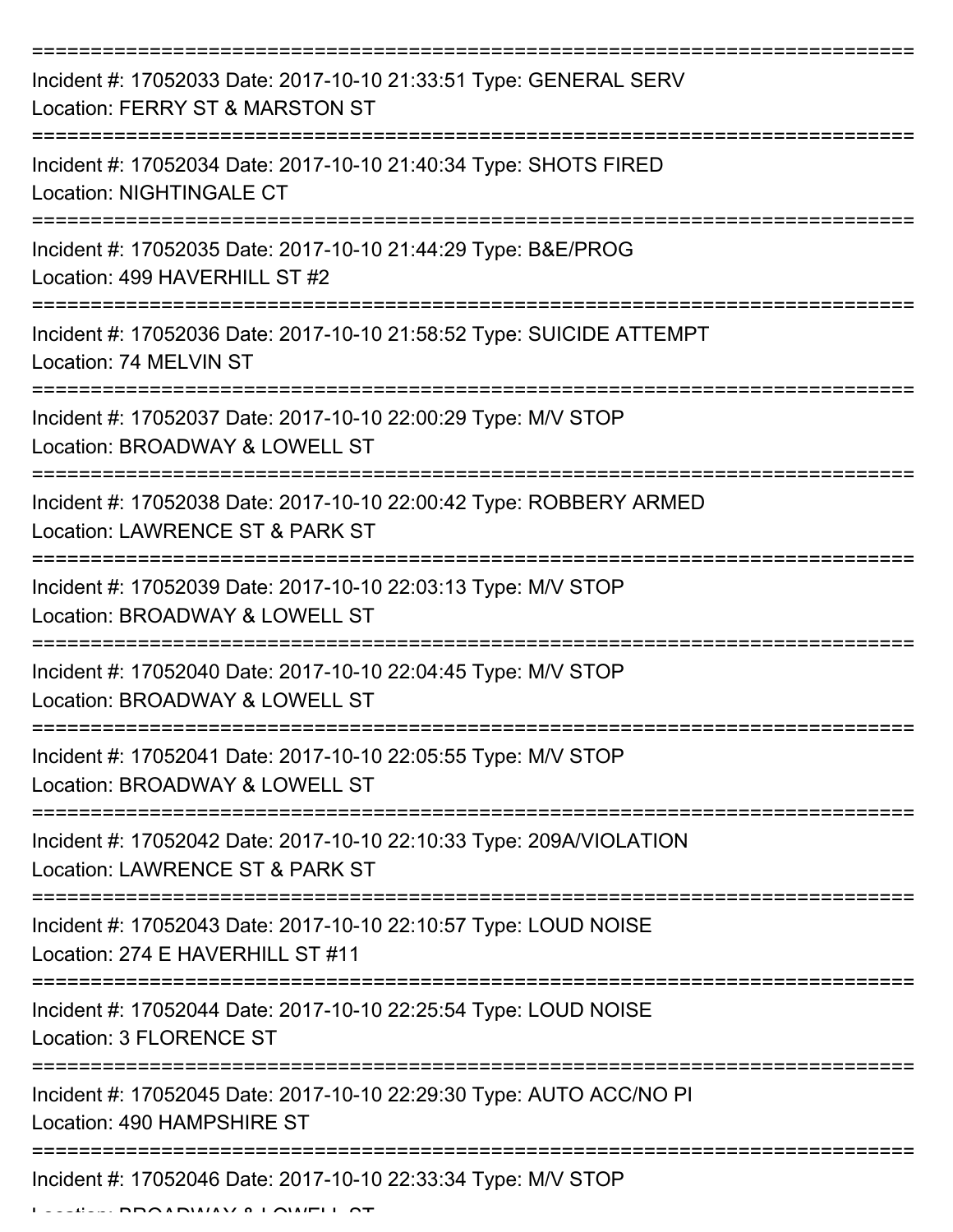===========================================================================

Incident #: 17052033 Date: 2017-10-10 21:33:51 Type: GENERAL SERV
Location: FERRY ST & MARSTON ST

===========================================================================

Incident #: 17052034 Date: 2017-10-10 21:40:34 Type: SHOTS FIRED
Location: NIGHTINGALE CT

===========================================================================

Incident #: 17052035 Date: 2017-10-10 21:44:29 Type: B&E/PROG
Location: 499 HAVERHILL ST #2

===========================================================================

Incident #: 17052036 Date: 2017-10-10 21:58:52 Type: SUICIDE ATTEMPT
Location: 74 MELVIN ST

===========================================================================

Incident #: 17052037 Date: 2017-10-10 22:00:29 Type: M/V STOP
Location: BROADWAY & LOWELL ST

===========================================================================

Incident #: 17052038 Date: 2017-10-10 22:00:42 Type: ROBBERY ARMED
Location: LAWRENCE ST & PARK ST

===========================================================================

Incident #: 17052039 Date: 2017-10-10 22:03:13 Type: M/V STOP
Location: BROADWAY & LOWELL ST

===========================================================================

Incident #: 17052040 Date: 2017-10-10 22:04:45 Type: M/V STOP
Location: BROADWAY & LOWELL ST

===========================================================================

Incident #: 17052041 Date: 2017-10-10 22:05:55 Type: M/V STOP
Location: BROADWAY & LOWELL ST

===========================================================================

Incident #: 17052042 Date: 2017-10-10 22:10:33 Type: 209A/VIOLATION
Location: LAWRENCE ST & PARK ST

===========================================================================

Incident #: 17052043 Date: 2017-10-10 22:10:57 Type: LOUD NOISE
Location: 274 E HAVERHILL ST #11

===========================================================================

Incident #: 17052044 Date: 2017-10-10 22:25:54 Type: LOUD NOISE
Location: 3 FLORENCE ST

===========================================================================

Incident #: 17052045 Date: 2017-10-10 22:29:30 Type: AUTO ACC/NO PI
Location: 490 HAMPSHIRE ST

===========================================================================

Incident #: 17052046 Date: 2017-10-10 22:33:34 Type: M/V STOP
Location: BROADWAY & LOWELL ST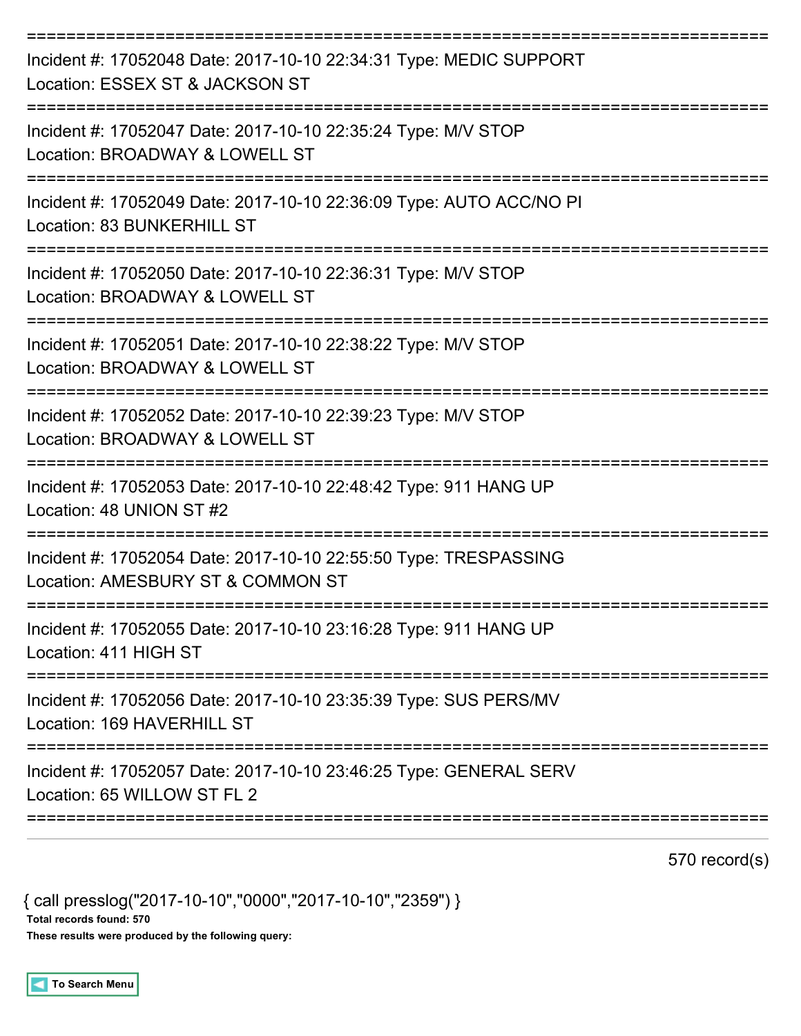Incident #: 17052048 Date: 2017-10-10 22:34:31 Type: MEDIC SUPPORT
Location: ESSEX ST & JACKSON ST

Incident #: 17052047 Date: 2017-10-10 22:35:24 Type: M/V STOP
Location: BROADWAY & LOWELL ST

Incident #: 17052049 Date: 2017-10-10 22:36:09 Type: AUTO ACC/NO PI
Location: 83 BUNKERHILL ST

Incident #: 17052050 Date: 2017-10-10 22:36:31 Type: M/V STOP
Location: BROADWAY & LOWELL ST

Incident #: 17052051 Date: 2017-10-10 22:38:22 Type: M/V STOP
Location: BROADWAY & LOWELL ST

Incident #: 17052052 Date: 2017-10-10 22:39:23 Type: M/V STOP
Location: BROADWAY & LOWELL ST

Incident #: 17052053 Date: 2017-10-10 22:48:42 Type: 911 HANG UP
Location: 48 UNION ST #2

Incident #: 17052054 Date: 2017-10-10 22:55:50 Type: TRESPASSING
Location: AMESBURY ST & COMMON ST

Incident #: 17052055 Date: 2017-10-10 23:16:28 Type: 911 HANG UP
Location: 411 HIGH ST

Incident #: 17052056 Date: 2017-10-10 23:35:39 Type: SUS PERS/MV
Location: 169 HAVERHILL ST

Incident #: 17052057 Date: 2017-10-10 23:46:25 Type: GENERAL SERV
Location: 65 WILLOW ST FL 2

570 record(s)

{ call presslog("2017-10-10","0000","2017-10-10","2359") }

**Total records found: 570**

**These results were produced by the following query:**

To Search Menu